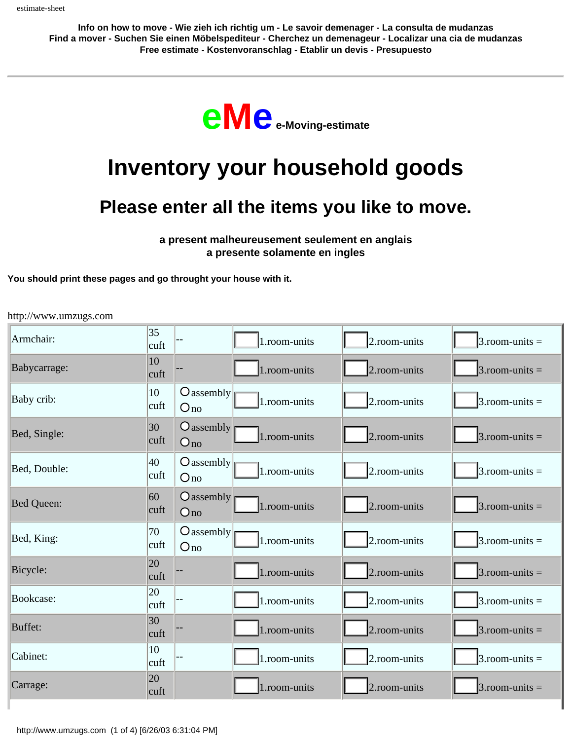Info on how to move - Wie zieh ich richtig um - Le savoir demenager - La consulta de mudanzas
Find a mover - Suchen Sie einen Möbelspediteur - Cherchez un demenageur - Localizar una cia de mudanzas
Free estimate - Kostenvoranschlag - Etablir un devis - Presupuesto

---

**eMe** e-Moving-estimate

# Inventory your household goods

## Please enter all the items you like to move.

**a present malheureusement seulement en anglais**
**a presente solamente en ingles**

**You should print these pages and go throught your house with it.**

http://www.umzugs.com

| Item | Volume | Assembly | 1. room | 2. room | 3. room |
|---|---|---|---|---|---|
| Armchair: | 35 cuft | -- | [ ] 1.room-units | [ ] 2.room-units | [ ] 3.room-units = |
| Babycarrage: | 10 cuft | -- | [ ] 1.room-units | [ ] 2.room-units | [ ] 3.room-units = |
| Baby crib: | 10 cuft | ○ assembly ○ no | [ ] 1.room-units | [ ] 2.room-units | [ ] 3.room-units = |
| Bed, Single: | 30 cuft | ○ assembly ○ no | [ ] 1.room-units | [ ] 2.room-units | [ ] 3.room-units = |
| Bed, Double: | 40 cuft | ○ assembly ○ no | [ ] 1.room-units | [ ] 2.room-units | [ ] 3.room-units = |
| Bed Queen: | 60 cuft | ○ assembly ○ no | [ ] 1.room-units | [ ] 2.room-units | [ ] 3.room-units = |
| Bed, King: | 70 cuft | ○ assembly ○ no | [ ] 1.room-units | [ ] 2.room-units | [ ] 3.room-units = |
| Bicycle: | 20 cuft | -- | [ ] 1.room-units | [ ] 2.room-units | [ ] 3.room-units = |
| Bookcase: | 20 cuft | -- | [ ] 1.room-units | [ ] 2.room-units | [ ] 3.room-units = |
| Buffet: | 30 cuft | -- | [ ] 1.room-units | [ ] 2.room-units | [ ] 3.room-units = |
| Cabinet: | 10 cuft | -- | [ ] 1.room-units | [ ] 2.room-units | [ ] 3.room-units = |
| Carrage: | 20 cuft | | [ ] 1.room-units | [ ] 2.room-units | [ ] 3.room-units = |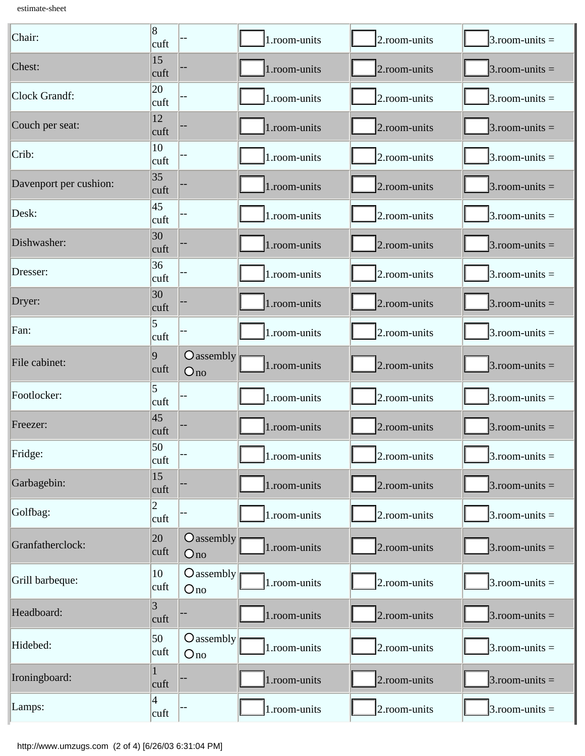| | | | | | |
|---|---|---|---|---|---|
| Chair: | 8 cuft | -- | 1.room-units | 2.room-units | 3.room-units = |
| Chest: | 15 cuft | -- | 1.room-units | 2.room-units | 3.room-units = |
| Clock Grandf: | 20 cuft | -- | 1.room-units | 2.room-units | 3.room-units = |
| Couch per seat: | 12 cuft | -- | 1.room-units | 2.room-units | 3.room-units = |
| Crib: | 10 cuft | -- | 1.room-units | 2.room-units | 3.room-units = |
| Davenport per cushion: | 35 cuft | -- | 1.room-units | 2.room-units | 3.room-units = |
| Desk: | 45 cuft | -- | 1.room-units | 2.room-units | 3.room-units = |
| Dishwasher: | 30 cuft | -- | 1.room-units | 2.room-units | 3.room-units = |
| Dresser: | 36 cuft | -- | 1.room-units | 2.room-units | 3.room-units = |
| Dryer: | 30 cuft | -- | 1.room-units | 2.room-units | 3.room-units = |
| Fan: | 5 cuft | -- | 1.room-units | 2.room-units | 3.room-units = |
| File cabinet: | 9 cuft | ○ assembly ○ no | 1.room-units | 2.room-units | 3.room-units = |
| Footlocker: | 5 cuft | -- | 1.room-units | 2.room-units | 3.room-units = |
| Freezer: | 45 cuft | -- | 1.room-units | 2.room-units | 3.room-units = |
| Fridge: | 50 cuft | -- | 1.room-units | 2.room-units | 3.room-units = |
| Garbagebin: | 15 cuft | -- | 1.room-units | 2.room-units | 3.room-units = |
| Golfbag: | 2 cuft | -- | 1.room-units | 2.room-units | 3.room-units = |
| Granfatherclock: | 20 cuft | ○ assembly ○ no | 1.room-units | 2.room-units | 3.room-units = |
| Grill barbeque: | 10 cuft | ○ assembly ○ no | 1.room-units | 2.room-units | 3.room-units = |
| Headboard: | 3 cuft | -- | 1.room-units | 2.room-units | 3.room-units = |
| Hidebed: | 50 cuft | ○ assembly ○ no | 1.room-units | 2.room-units | 3.room-units = |
| Ironingboard: | 1 cuft | -- | 1.room-units | 2.room-units | 3.room-units = |
| Lamps: | 4 cuft | -- | 1.room-units | 2.room-units | 3.room-units = |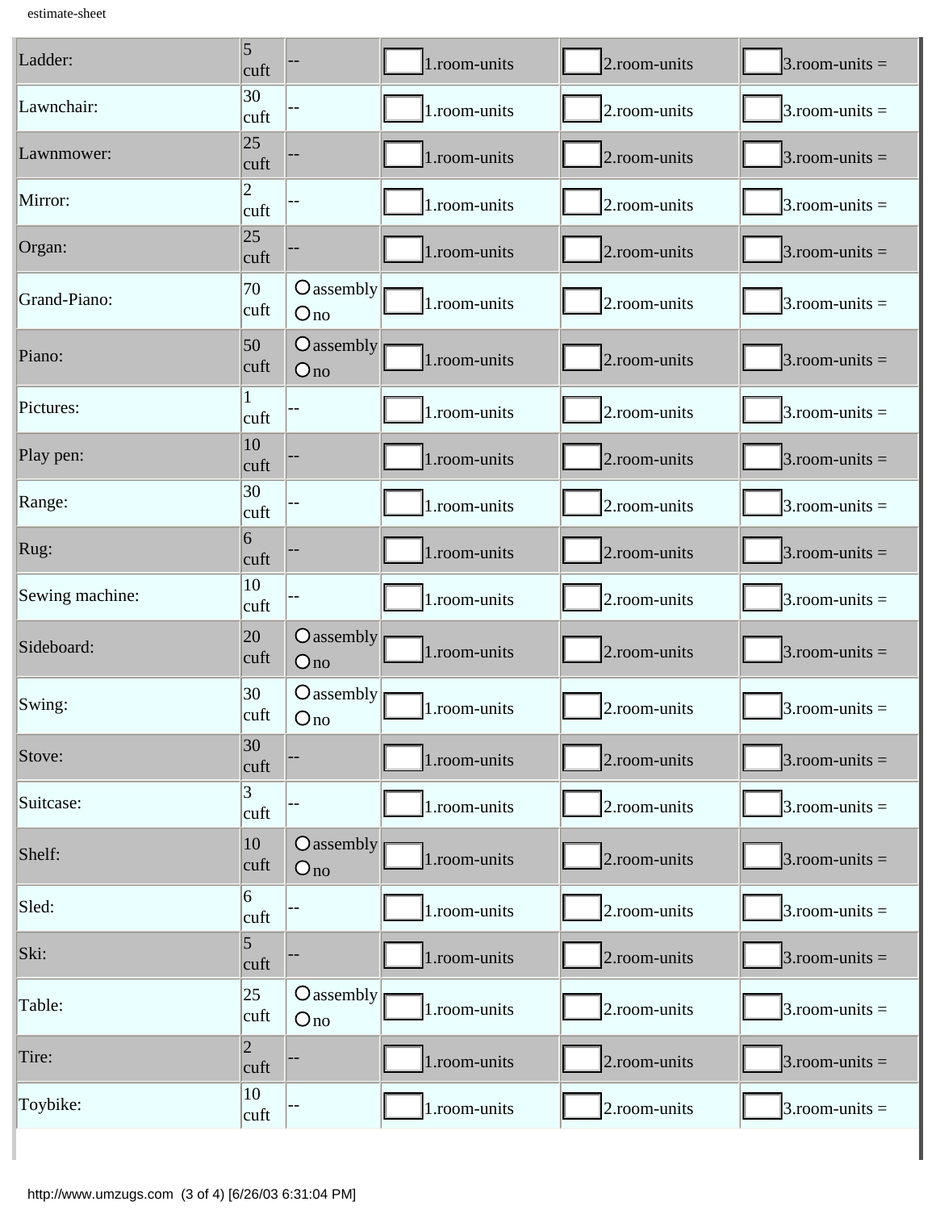| Ladder: | 5 cuft | -- | 1.room-units | 2.room-units | 3.room-units = |
|---|---|---|---|---|---|
| Lawnchair: | 30 cuft | -- | 1.room-units | 2.room-units | 3.room-units = |
| Lawnmower: | 25 cuft | -- | 1.room-units | 2.room-units | 3.room-units = |
| Mirror: | 2 cuft | -- | 1.room-units | 2.room-units | 3.room-units = |
| Organ: | 25 cuft | -- | 1.room-units | 2.room-units | 3.room-units = |
| Grand-Piano: | 70 cuft | ○ assembly ○ no | 1.room-units | 2.room-units | 3.room-units = |
| Piano: | 50 cuft | ○ assembly ○ no | 1.room-units | 2.room-units | 3.room-units = |
| Pictures: | 1 cuft | -- | 1.room-units | 2.room-units | 3.room-units = |
| Play pen: | 10 cuft | -- | 1.room-units | 2.room-units | 3.room-units = |
| Range: | 30 cuft | -- | 1.room-units | 2.room-units | 3.room-units = |
| Rug: | 6 cuft | -- | 1.room-units | 2.room-units | 3.room-units = |
| Sewing machine: | 10 cuft | -- | 1.room-units | 2.room-units | 3.room-units = |
| Sideboard: | 20 cuft | ○ assembly ○ no | 1.room-units | 2.room-units | 3.room-units = |
| Swing: | 30 cuft | ○ assembly ○ no | 1.room-units | 2.room-units | 3.room-units = |
| Stove: | 30 cuft | -- | 1.room-units | 2.room-units | 3.room-units = |
| Suitcase: | 3 cuft | -- | 1.room-units | 2.room-units | 3.room-units = |
| Shelf: | 10 cuft | ○ assembly ○ no | 1.room-units | 2.room-units | 3.room-units = |
| Sled: | 6 cuft | -- | 1.room-units | 2.room-units | 3.room-units = |
| Ski: | 5 cuft | -- | 1.room-units | 2.room-units | 3.room-units = |
| Table: | 25 cuft | ○ assembly ○ no | 1.room-units | 2.room-units | 3.room-units = |
| Tire: | 2 cuft | -- | 1.room-units | 2.room-units | 3.room-units = |
| Toybike: | 10 cuft | -- | 1.room-units | 2.room-units | 3.room-units = |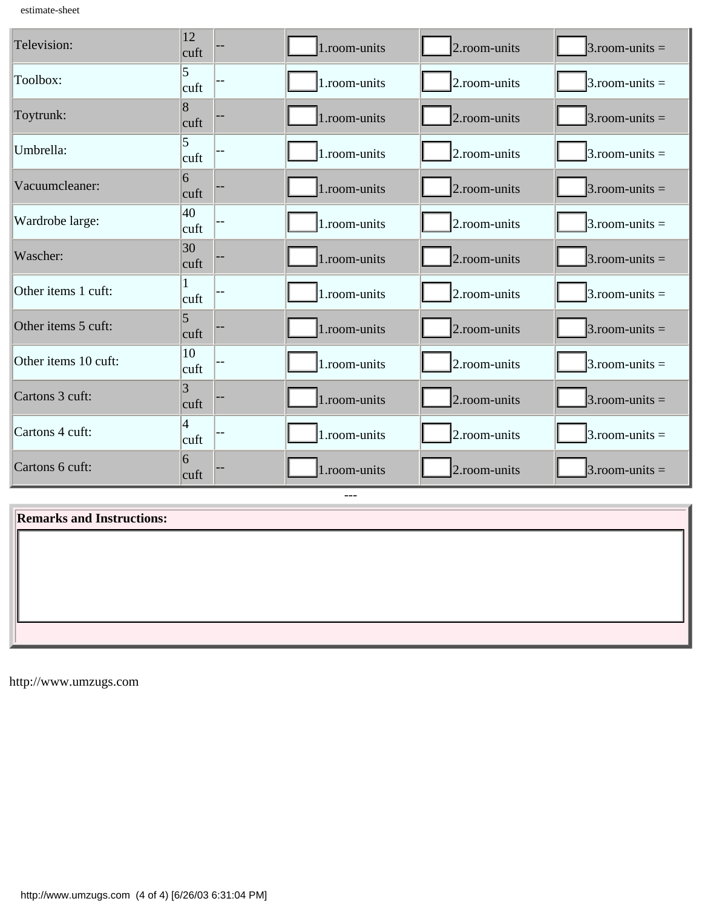| | | | | | |
|---|---|---|---|---|---|
| Television: | 12 cuft | -- | 1.room-units | 2.room-units | 3.room-units = |
| Toolbox: | 5 cuft | -- | 1.room-units | 2.room-units | 3.room-units = |
| Toytrunk: | 8 cuft | -- | 1.room-units | 2.room-units | 3.room-units = |
| Umbrella: | 5 cuft | -- | 1.room-units | 2.room-units | 3.room-units = |
| Vacuumcleaner: | 6 cuft | -- | 1.room-units | 2.room-units | 3.room-units = |
| Wardrobe large: | 40 cuft | -- | 1.room-units | 2.room-units | 3.room-units = |
| Wascher: | 30 cuft | -- | 1.room-units | 2.room-units | 3.room-units = |
| Other items 1 cuft: | 1 cuft | -- | 1.room-units | 2.room-units | 3.room-units = |
| Other items 5 cuft: | 5 cuft | -- | 1.room-units | 2.room-units | 3.room-units = |
| Other items 10 cuft: | 10 cuft | -- | 1.room-units | 2.room-units | 3.room-units = |
| Cartons 3 cuft: | 3 cuft | -- | 1.room-units | 2.room-units | 3.room-units = |
| Cartons 4 cuft: | 4 cuft | -- | 1.room-units | 2.room-units | 3.room-units = |
| Cartons 6 cuft: | 6 cuft | -- | 1.room-units | 2.room-units | 3.room-units = |

---

**Remarks and Instructions:**

http://www.umzugs.com